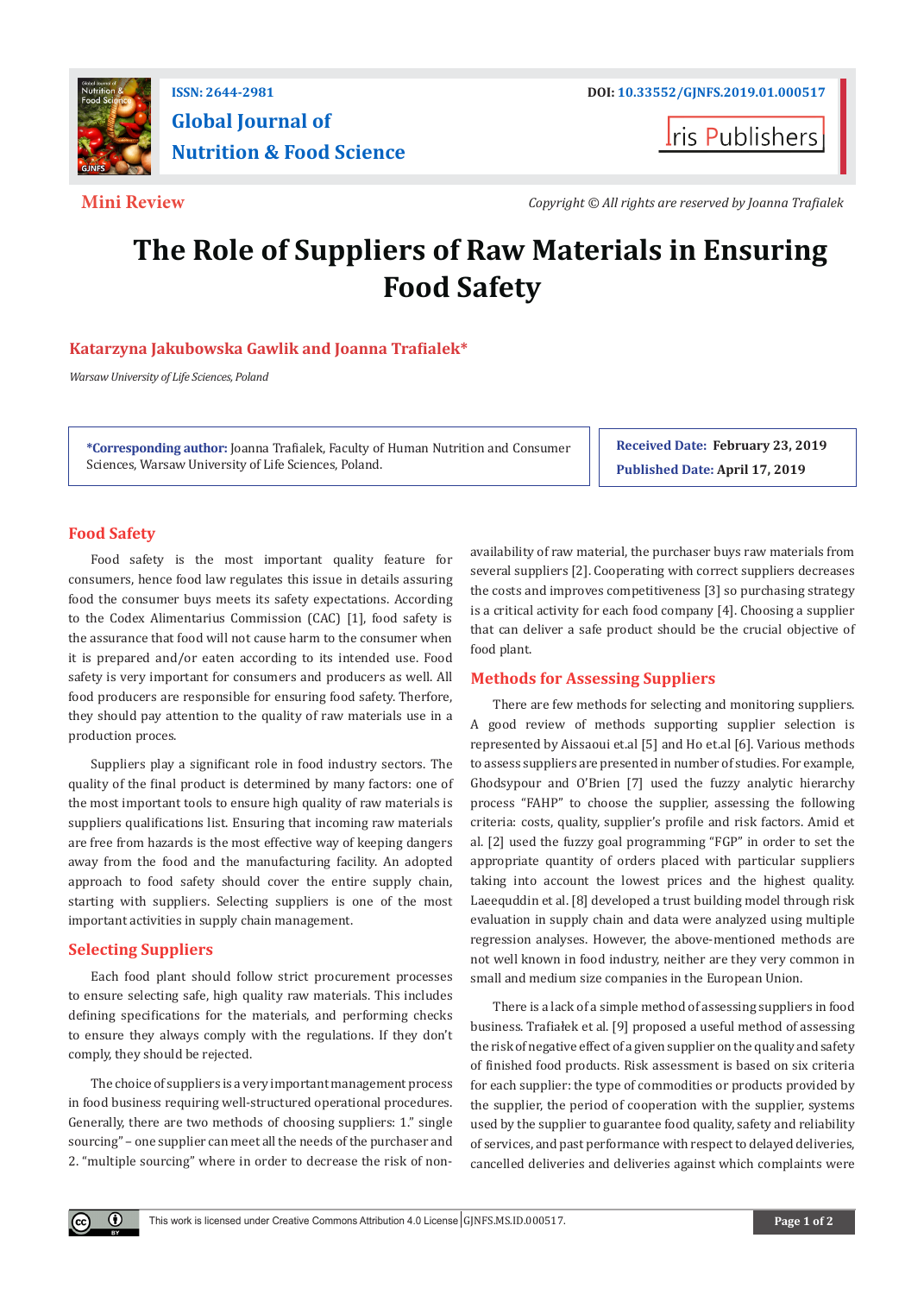Mini Review

*Copyright © All rights are reserved by Joanna Trafialek*

# The Role of Suppliers of Raw Materials in Ensuring Food Safety

**Katarzyna Jakubowska Gawlik and Joanna Trafialek***

*Warsaw University of Life Sciences, Poland*

***Corresponding author:** Joanna Trafialek, Faculty of Human Nutrition and Consumer Sciences, Warsaw University of Life Sciences, Poland.

**Received Date: February 23, 2019**

**Published Date: April 17, 2019**

## Food Safety

Food safety is the most important quality feature for consumers, hence food law regulates this issue in details assuring food the consumer buys meets its safety expectations. According to the Codex Alimentarius Commission (CAC) [1], food safety is the assurance that food will not cause harm to the consumer when it is prepared and/or eaten according to its intended use. Food safety is very important for consumers and producers as well. All food producers are responsible for ensuring food safety. Therfore, they should pay attention to the quality of raw materials use in a production proces.

Suppliers play a significant role in food industry sectors. The quality of the final product is determined by many factors: one of the most important tools to ensure high quality of raw materials is suppliers qualifications list. Ensuring that incoming raw materials are free from hazards is the most effective way of keeping dangers away from the food and the manufacturing facility. An adopted approach to food safety should cover the entire supply chain, starting with suppliers. Selecting suppliers is one of the most important activities in supply chain management.

## Selecting Suppliers

Each food plant should follow strict procurement processes to ensure selecting safe, high quality raw materials. This includes defining specifications for the materials, and performing checks to ensure they always comply with the regulations. If they don't comply, they should be rejected.

The choice of suppliers is a very important management process in food business requiring well-structured operational procedures. Generally, there are two methods of choosing suppliers: 1." single sourcing" – one supplier can meet all the needs of the purchaser and 2. "multiple sourcing" where in order to decrease the risk of non-availability of raw material, the purchaser buys raw materials from several suppliers [2]. Cooperating with correct suppliers decreases the costs and improves competitiveness [3] so purchasing strategy is a critical activity for each food company [4]. Choosing a supplier that can deliver a safe product should be the crucial objective of food plant.

## Methods for Assessing Suppliers

There are few methods for selecting and monitoring suppliers. A good review of methods supporting supplier selection is represented by Aissaoui et.al [5] and Ho et.al [6]. Various methods to assess suppliers are presented in number of studies. For example, Ghodsypour and O'Brien [7] used the fuzzy analytic hierarchy process "FAHP" to choose the supplier, assessing the following criteria: costs, quality, supplier's profile and risk factors. Amid et al. [2] used the fuzzy goal programming "FGP" in order to set the appropriate quantity of orders placed with particular suppliers taking into account the lowest prices and the highest quality. Laeequddin et al. [8] developed a trust building model through risk evaluation in supply chain and data were analyzed using multiple regression analyses. However, the above-mentioned methods are not well known in food industry, neither are they very common in small and medium size companies in the European Union.

There is a lack of a simple method of assessing suppliers in food business. Trafiałek et al. [9] proposed a useful method of assessing the risk of negative effect of a given supplier on the quality and safety of finished food products. Risk assessment is based on six criteria for each supplier: the type of commodities or products provided by the supplier, the period of cooperation with the supplier, systems used by the supplier to guarantee food quality, safety and reliability of services, and past performance with respect to delayed deliveries, cancelled deliveries and deliveries against which complaints were

This work is licensed under Creative Commons Attribution 4.0 License | GJNFS.MS.ID.000517.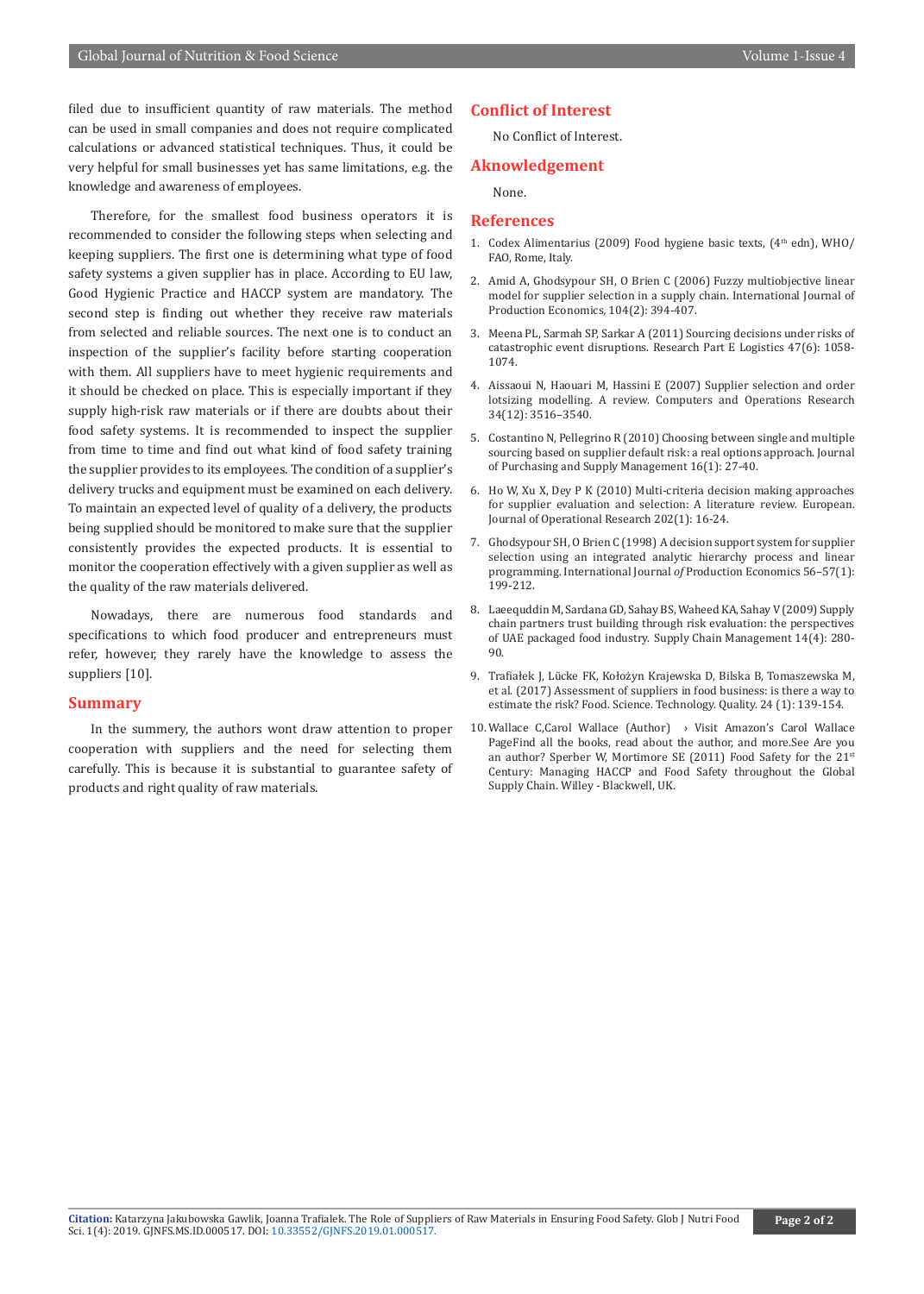filed due to insufficient quantity of raw materials. The method can be used in small companies and does not require complicated calculations or advanced statistical techniques. Thus, it could be very helpful for small businesses yet has same limitations, e.g. the knowledge and awareness of employees.

Therefore, for the smallest food business operators it is recommended to consider the following steps when selecting and keeping suppliers. The first one is determining what type of food safety systems a given supplier has in place. According to EU law, Good Hygienic Practice and HACCP system are mandatory. The second step is finding out whether they receive raw materials from selected and reliable sources. The next one is to conduct an inspection of the supplier's facility before starting cooperation with them. All suppliers have to meet hygienic requirements and it should be checked on place. This is especially important if they supply high-risk raw materials or if there are doubts about their food safety systems. It is recommended to inspect the supplier from time to time and find out what kind of food safety training the supplier provides to its employees. The condition of a supplier's delivery trucks and equipment must be examined on each delivery. To maintain an expected level of quality of a delivery, the products being supplied should be monitored to make sure that the supplier consistently provides the expected products. It is essential to monitor the cooperation effectively with a given supplier as well as the quality of the raw materials delivered.

Nowadays, there are numerous food standards and specifications to which food producer and entrepreneurs must refer, however, they rarely have the knowledge to assess the suppliers [10].

## Summary

In the summery, the authors wont draw attention to proper cooperation with suppliers and the need for selecting them carefully. This is because it is substantial to guarantee safety of products and right quality of raw materials.

## Conflict of Interest

No Conflict of Interest.

## Aknowledgement

None.

## References

1. Codex Alimentarius (2009) Food hygiene basic texts, (4th edn), WHO/ FAO, Rome, Italy.
2. Amid A, Ghodsypour SH, O Brien C (2006) Fuzzy multiobjective linear model for supplier selection in a supply chain. International Journal of Production Economics, 104(2): 394-407.
3. Meena PL, Sarmah SP, Sarkar A (2011) Sourcing decisions under risks of catastrophic event disruptions. Research Part E Logistics 47(6): 1058-1074.
4. Aissaoui N, Haouari M, Hassini E (2007) Supplier selection and order lotsizing modelling. A review. Computers and Operations Research 34(12): 3516–3540.
5. Costantino N, Pellegrino R (2010) Choosing between single and multiple sourcing based on supplier default risk: a real options approach. Journal of Purchasing and Supply Management 16(1): 27-40.
6. Ho W, Xu X, Dey P K (2010) Multi-criteria decision making approaches for supplier evaluation and selection: A literature review. European. Journal of Operational Research 202(1): 16-24.
7. Ghodsypour SH, O Brien C (1998) A decision support system for supplier selection using an integrated analytic hierarchy process and linear programming. International Journal *of* Production Economics 56–57(1): 199-212.
8. Laeequddin M, Sardana GD, Sahay BS, Waheed KA, Sahay V (2009) Supply chain partners trust building through risk evaluation: the perspectives of UAE packaged food industry. Supply Chain Management 14(4): 280-90.
9. Trafiałek J, Lücke FK, Kołożyn Krajewska D, Bilska B, Tomaszewska M, et al. (2017) Assessment of suppliers in food business: is there a way to estimate the risk? Food. Science. Technology. Quality. 24 (1): 139-154.
10. Wallace C,Carol Wallace (Author) › Visit Amazon's Carol Wallace PageFind all the books, read about the author, and more.See Are you an author? Sperber W, Mortimore SE (2011) Food Safety for the 21st Century: Managing HACCP and Food Safety throughout the Global Supply Chain. Willey - Blackwell, UK.